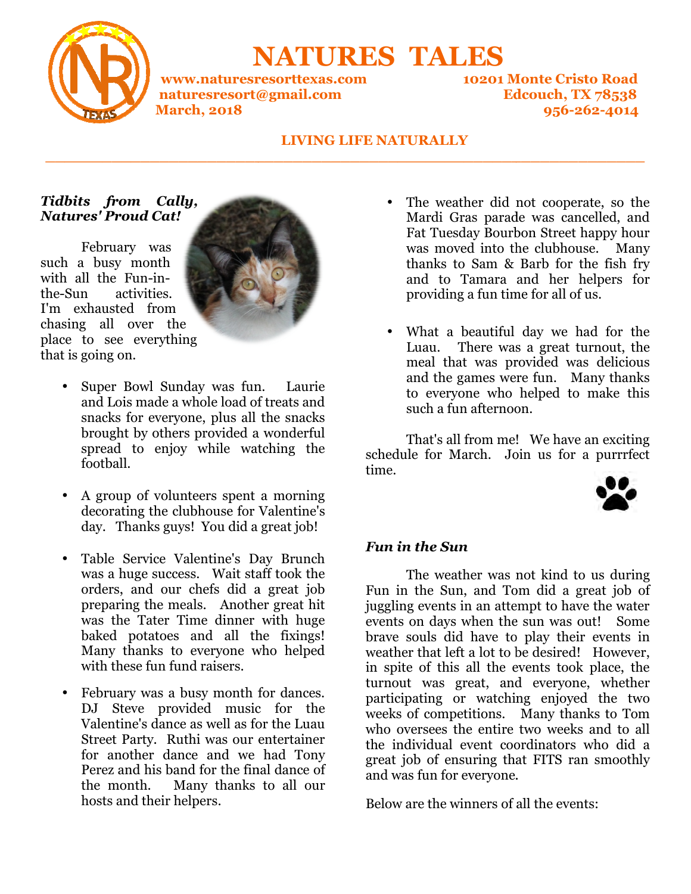# NATURES TALES

www.naturesresorttexas.com
naturesresort@gmail.com
March, 2018

10201 Monte Cristo Road
Edcouch, TX 78538
956-262-4014

**LIVING LIFE NATURALLY**

---

***Tidbits from Cally, Natures' Proud Cat!***

February was such a busy month with all the Fun-in-the-Sun activities. I'm exhausted from chasing all over the place to see everything that is going on.

- Super Bowl Sunday was fun. Laurie and Lois made a whole load of treats and snacks for everyone, plus all the snacks brought by others provided a wonderful spread to enjoy while watching the football.

- A group of volunteers spent a morning decorating the clubhouse for Valentine's day. Thanks guys! You did a great job!

- Table Service Valentine's Day Brunch was a huge success. Wait staff took the orders, and our chefs did a great job preparing the meals. Another great hit was the Tater Time dinner with huge baked potatoes and all the fixings! Many thanks to everyone who helped with these fun fund raisers.

- February was a busy month for dances. DJ Steve provided music for the Valentine's dance as well as for the Luau Street Party. Ruthi was our entertainer for another dance and we had Tony Perez and his band for the final dance of the month. Many thanks to all our hosts and their helpers.

- The weather did not cooperate, so the Mardi Gras parade was cancelled, and Fat Tuesday Bourbon Street happy hour was moved into the clubhouse. Many thanks to Sam & Barb for the fish fry and to Tamara and her helpers for providing a fun time for all of us.

- What a beautiful day we had for the Luau. There was a great turnout, the meal that was provided was delicious and the games were fun. Many thanks to everyone who helped to make this such a fun afternoon.

That's all from me! We have an exciting schedule for March. Join us for a purrrfect time.

***Fun in the Sun***

The weather was not kind to us during Fun in the Sun, and Tom did a great job of juggling events in an attempt to have the water events on days when the sun was out! Some brave souls did have to play their events in weather that left a lot to be desired! However, in spite of this all the events took place, the turnout was great, and everyone, whether participating or watching enjoyed the two weeks of competitions. Many thanks to Tom who oversees the entire two weeks and to all the individual event coordinators who did a great job of ensuring that FITS ran smoothly and was fun for everyone.

Below are the winners of all the events: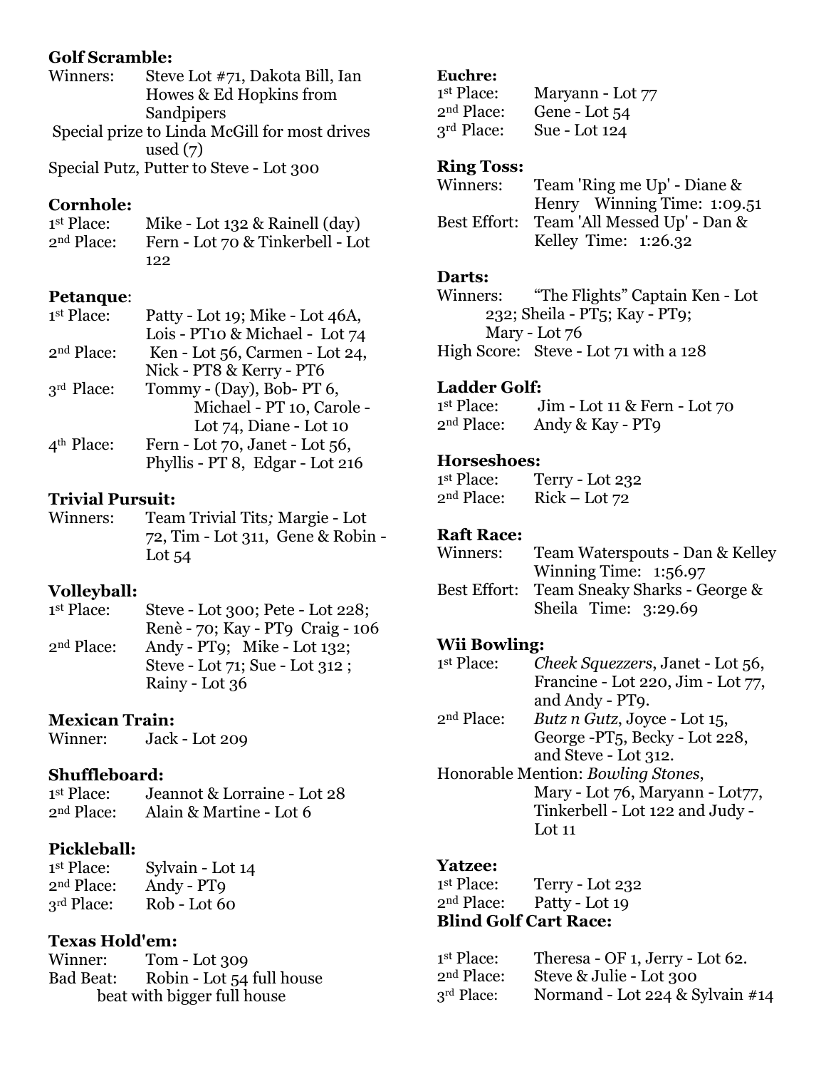**Golf Scramble:**

Winners: Steve Lot #71, Dakota Bill, Ian Howes & Ed Hopkins from Sandpipers

Special prize to Linda McGill for most drives used (7)

Special Putz, Putter to Steve - Lot 300

**Cornhole:**

1st Place: Mike - Lot 132 & Rainell (day)
2nd Place: Fern - Lot 70 & Tinkerbell - Lot 122

**Petanque**:

1st Place: Patty - Lot 19; Mike - Lot 46A, Lois - PT10 & Michael - Lot 74
2nd Place: Ken - Lot 56, Carmen - Lot 24, Nick - PT8 & Kerry - PT6
3rd Place: Tommy - (Day), Bob- PT 6, Michael - PT 10, Carole - Lot 74, Diane - Lot 10
4th Place: Fern - Lot 70, Janet - Lot 56, Phyllis - PT 8, Edgar - Lot 216

**Trivial Pursuit:**

Winners: Team Trivial Tits*;* Margie - Lot 72, Tim - Lot 311, Gene & Robin - Lot 54

**Volleyball:**

1st Place: Steve - Lot 300; Pete - Lot 228; Renè - 70; Kay - PT9 Craig - 106
2nd Place: Andy - PT9; Mike - Lot 132; Steve - Lot 71; Sue - Lot 312 ; Rainy - Lot 36

**Mexican Train:**

Winner: Jack - Lot 209

**Shuffleboard:**

1st Place: Jeannot & Lorraine - Lot 28
2nd Place: Alain & Martine - Lot 6

**Pickleball:**

1st Place: Sylvain - Lot 14
2nd Place: Andy - PT9
3rd Place: Rob - Lot 60

**Texas Hold'em:**

Winner: Tom - Lot 309
Bad Beat: Robin - Lot 54 full house beat with bigger full house

**Euchre:**

1st Place: Maryann - Lot 77
2nd Place: Gene - Lot 54
3rd Place: Sue - Lot 124

**Ring Toss:**

Winners: Team 'Ring me Up' - Diane & Henry Winning Time: 1:09.51
Best Effort: Team 'All Messed Up' - Dan & Kelley Time: 1:26.32

**Darts:**

Winners: "The Flights" Captain Ken - Lot 232; Sheila - PT5; Kay - PT9; Mary - Lot 76
High Score: Steve - Lot 71 with a 128

**Ladder Golf:**

1st Place: Jim - Lot 11 & Fern - Lot 70
2nd Place: Andy & Kay - PT9

**Horseshoes:**

1st Place: Terry - Lot 232
2nd Place: Rick – Lot 72

**Raft Race:**

Winners: Team Waterspouts - Dan & Kelley Winning Time: 1:56.97
Best Effort: Team Sneaky Sharks - George & Sheila Time: 3:29.69

**Wii Bowling:**

1st Place: *Cheek Squezzers*, Janet - Lot 56, Francine - Lot 220, Jim - Lot 77, and Andy - PT9.
2nd Place: *Butz n Gutz*, Joyce - Lot 15, George -PT5, Becky - Lot 228, and Steve - Lot 312.
Honorable Mention: *Bowling Stones*, Mary - Lot 76, Maryann - Lot77, Tinkerbell - Lot 122 and Judy - Lot 11

**Yatzee:**

1st Place: Terry - Lot 232
2nd Place: Patty - Lot 19

**Blind Golf Cart Race:**

1st Place: Theresa - OF 1, Jerry - Lot 62.
2nd Place: Steve & Julie - Lot 300
3rd Place: Normand - Lot 224 & Sylvain #14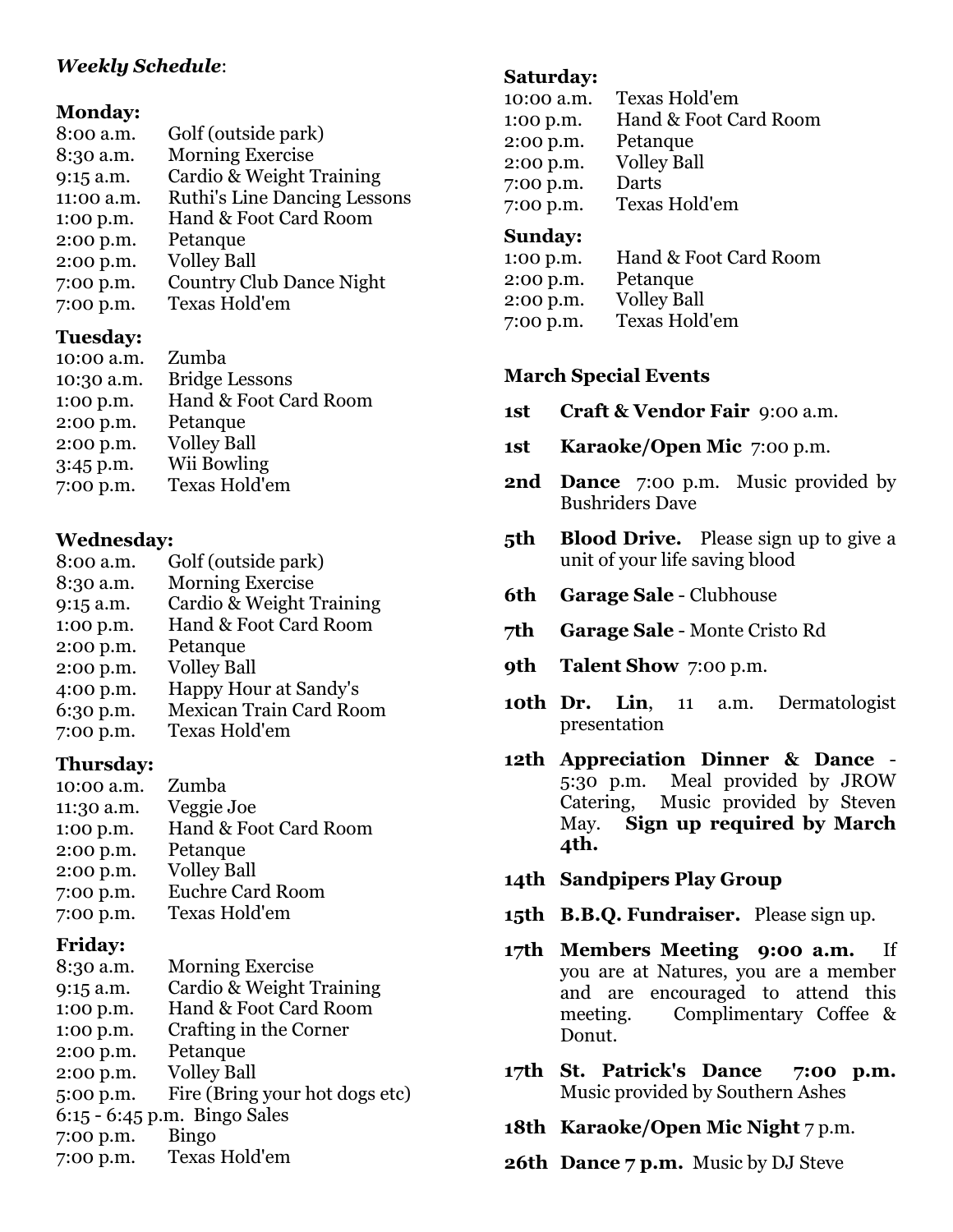***Weekly Schedule***:

**Monday:**

| | |
|---|---|
| 8:00 a.m. | Golf (outside park) |
| 8:30 a.m. | Morning Exercise |
| 9:15 a.m. | Cardio & Weight Training |
| 11:00 a.m. | Ruthi's Line Dancing Lessons |
| 1:00 p.m. | Hand & Foot Card Room |
| 2:00 p.m. | Petanque |
| 2:00 p.m. | Volley Ball |
| 7:00 p.m. | Country Club Dance Night |
| 7:00 p.m. | Texas Hold'em |

**Tuesday:**

| | |
|---|---|
| 10:00 a.m. | Zumba |
| 10:30 a.m. | Bridge Lessons |
| 1:00 p.m. | Hand & Foot Card Room |
| 2:00 p.m. | Petanque |
| 2:00 p.m. | Volley Ball |
| 3:45 p.m. | Wii Bowling |
| 7:00 p.m. | Texas Hold'em |

**Wednesday:**

| | |
|---|---|
| 8:00 a.m. | Golf (outside park) |
| 8:30 a.m. | Morning Exercise |
| 9:15 a.m. | Cardio & Weight Training |
| 1:00 p.m. | Hand & Foot Card Room |
| 2:00 p.m. | Petanque |
| 2:00 p.m. | Volley Ball |
| 4:00 p.m. | Happy Hour at Sandy's |
| 6:30 p.m. | Mexican Train Card Room |
| 7:00 p.m. | Texas Hold'em |

**Thursday:**

| | |
|---|---|
| 10:00 a.m. | Zumba |
| 11:30 a.m. | Veggie Joe |
| 1:00 p.m. | Hand & Foot Card Room |
| 2:00 p.m. | Petanque |
| 2:00 p.m. | Volley Ball |
| 7:00 p.m. | Euchre Card Room |
| 7:00 p.m. | Texas Hold'em |

**Friday:**

| | |
|---|---|
| 8:30 a.m. | Morning Exercise |
| 9:15 a.m. | Cardio & Weight Training |
| 1:00 p.m. | Hand & Foot Card Room |
| 1:00 p.m. | Crafting in the Corner |
| 2:00 p.m. | Petanque |
| 2:00 p.m. | Volley Ball |
| 5:00 p.m. | Fire (Bring your hot dogs etc) |
| 6:15 - 6:45 p.m. | Bingo Sales |
| 7:00 p.m. | Bingo |
| 7:00 p.m. | Texas Hold'em |

**Saturday:**

| | |
|---|---|
| 10:00 a.m. | Texas Hold'em |
| 1:00 p.m. | Hand & Foot Card Room |
| 2:00 p.m. | Petanque |
| 2:00 p.m. | Volley Ball |
| 7:00 p.m. | Darts |
| 7:00 p.m. | Texas Hold'em |

**Sunday:**

| | |
|---|---|
| 1:00 p.m. | Hand & Foot Card Room |
| 2:00 p.m. | Petanque |
| 2:00 p.m. | Volley Ball |
| 7:00 p.m. | Texas Hold'em |

**March Special Events**

**1st** **Craft & Vendor Fair** 9:00 a.m.

**1st** **Karaoke/Open Mic** 7:00 p.m.

**2nd** **Dance** 7:00 p.m. Music provided by Bushriders Dave

**5th** **Blood Drive.** Please sign up to give a unit of your life saving blood

**6th** **Garage Sale** - Clubhouse

**7th** **Garage Sale** - Monte Cristo Rd

**9th** **Talent Show** 7:00 p.m.

**10th** **Dr. Lin**, 11 a.m. Dermatologist presentation

**12th** **Appreciation Dinner & Dance** - 5:30 p.m. Meal provided by JROW Catering, Music provided by Steven May. **Sign up required by March 4th.**

**14th** **Sandpipers Play Group**

**15th** **B.B.Q. Fundraiser.** Please sign up.

**17th** **Members Meeting 9:00 a.m.** If you are at Natures, you are a member and are encouraged to attend this meeting. Complimentary Coffee & Donut.

**17th** **St. Patrick's Dance 7:00 p.m.** Music provided by Southern Ashes

**18th** **Karaoke/Open Mic Night** 7 p.m.

**26th** **Dance 7 p.m.** Music by DJ Steve